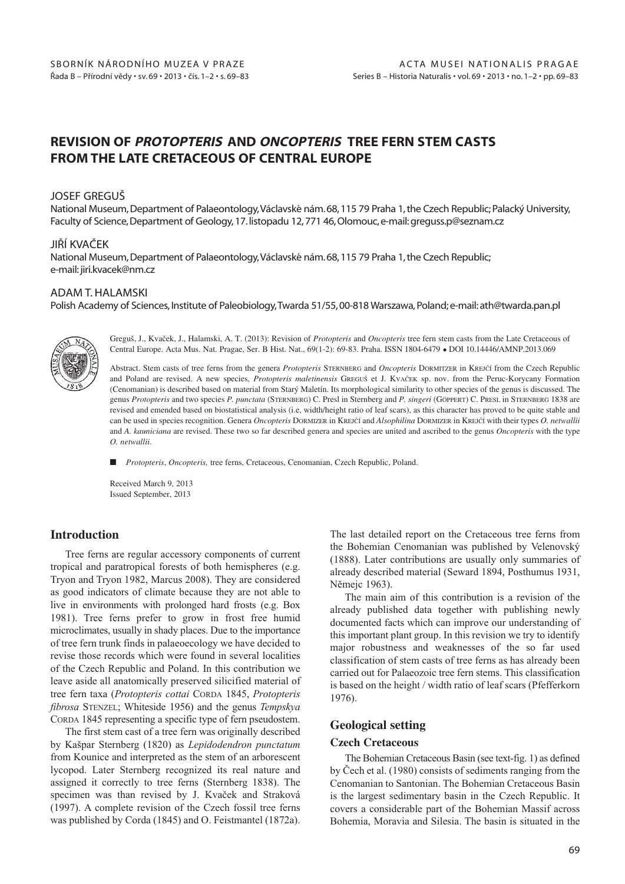# REVISION OF *PROTOPTERIS* AND *ONCOPTERIS* TREE FERN STEM CASTS FROM THE LATE CRETACEOUS OF CENTRAL EUROPE

JOSEF GREGUŠ

National Museum, Department of Palaeontology, Václavské nám. 68, 115 79 Praha 1, the Czech Republic; Palacký University, Faculty of Science, Department of Geology, 17. listopadu 12, 771 46, Olomouc, e-mail: greguss.p@seznam.cz

JIŘÍ KVAČEK

National Museum, Department of Palaeontology, Václavské nám. 68, 115 79 Praha 1, the Czech Republic; e-mail: jiri.kvacek@nm.cz

ADAM T. HALAMSKI

Polish Academy of Sciences, Institute of Paleobiology, Twarda 51/55, 00-818 Warszawa, Poland; e-mail: ath@twarda.pan.pl

Greguš, J., Kvaček, J., Halamski, A. T. (2013): Revision of *Protopteris* and *Oncopteris* tree fern stem casts from the Late Cretaceous of Central Europe. Acta Mus. Nat. Pragae, Ser. B Hist. Nat., 69(1-2): 69-83. Praha. ISSN 1804-6479 • DOI 10.14446/AMNP.2013.069

Abstract. Stem casts of tree ferns from the genera *Protopteris* Sternberg and *Oncopteris* Dormitzer in Krejčí from the Czech Republic and Poland are revised. A new species, *Protopteris maletinensis* Greguš et J. Kvaček sp. nov. from the Peruc-Korycany Formation (Cenomanian) is described based on material from Starý Maletín. Its morphological similarity to other species of the genus is discussed. The genus *Protopteris* and two species *P. punctata* (Sternberg) C. Presl in Sternberg and *P. singeri* (Göppert) C. Presl in Sternberg 1838 are revised and emended based on biostatistical analysis (i.e, width/height ratio of leaf scars), as this character has proved to be quite stable and can be used in species recognition. Genera *Oncopteris* Dormizer in Krejčí and *Alsophilina* Dormizer in Krejčí with their types *O. netwallii* and *A. kauniciana* are revised. These two so far described genera and species are united and ascribed to the genus *Oncopteris* with the type *O. netwallii*.

■ *Protopteris*, *Oncopteris*, tree ferns, Cretaceous, Cenomanian, Czech Republic, Poland.

Received March 9, 2013
Issued September, 2013

## Introduction

Tree ferns are regular accessory components of current tropical and paratropical forests of both hemispheres (e.g. Tryon and Tryon 1982, Marcus 2008). They are considered as good indicators of climate because they are not able to live in environments with prolonged hard frosts (e.g. Box 1981). Tree ferns prefer to grow in frost free humid microclimates, usually in shady places. Due to the importance of tree fern trunk finds in palaeoecology we have decided to revise those records which were found in several localities of the Czech Republic and Poland. In this contribution we leave aside all anatomically preserved silicified material of tree fern taxa (*Protopteris cottai* Corda 1845, *Protopteris fibrosa* Stenzel; Whiteside 1956) and the genus *Tempskya* Corda 1845 representing a specific type of fern pseudostem.

The first stem cast of a tree fern was originally described by Kašpar Sternberg (1820) as *Lepidodendron punctatum* from Kounice and interpreted as the stem of an arborescent lycopod. Later Sternberg recognized its real nature and assigned it correctly to tree ferns (Sternberg 1838). The specimen was than revised by J. Kvaček and Straková (1997). A complete revision of the Czech fossil tree ferns was published by Corda (1845) and O. Feistmantel (1872a). The last detailed report on the Cretaceous tree ferns from the Bohemian Cenomanian was published by Velenovský (1888). Later contributions are usually only summaries of already described material (Seward 1894, Posthumus 1931, Němejc 1963).

The main aim of this contribution is a revision of the already published data together with publishing newly documented facts which can improve our understanding of this important plant group. In this revision we try to identify major robustness and weaknesses of the so far used classification of stem casts of tree ferns as has already been carried out for Palaeozoic tree fern stems. This classification is based on the height / width ratio of leaf scars (Pfefferkorn 1976).

## Geological setting

### Czech Cretaceous

The Bohemian Cretaceous Basin (see text-fig. 1) as defined by Čech et al. (1980) consists of sediments ranging from the Cenomanian to Santonian. The Bohemian Cretaceous Basin is the largest sedimentary basin in the Czech Republic. It covers a considerable part of the Bohemian Massif across Bohemia, Moravia and Silesia. The basin is situated in the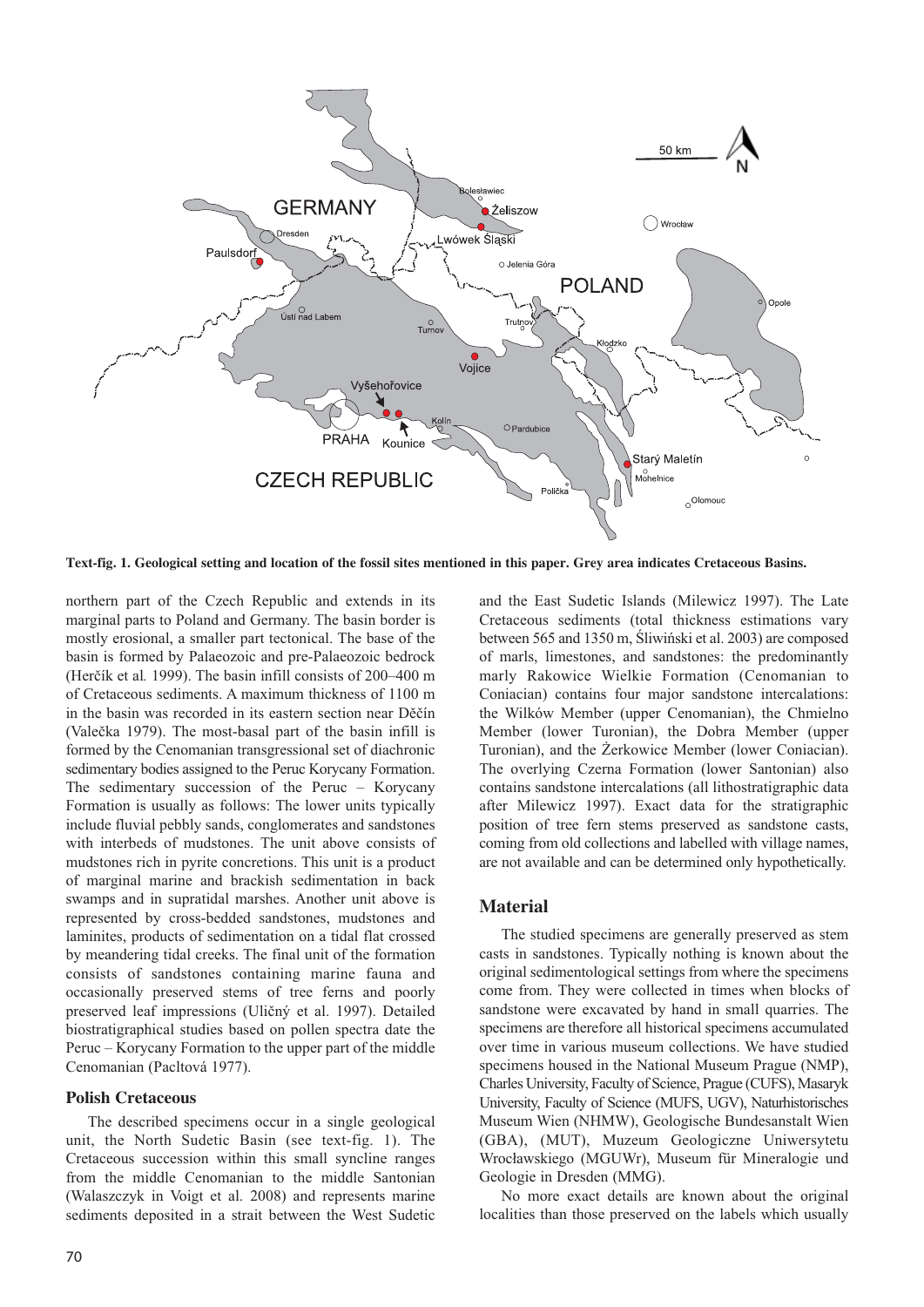Text-fig. 1. Geological setting and location of the fossil sites mentioned in this paper. Grey area indicates Cretaceous Basins.

northern part of the Czech Republic and extends in its marginal parts to Poland and Germany. The basin border is mostly erosional, a smaller part tectonical. The base of the basin is formed by Palaeozoic and pre-Palaeozoic bedrock (Herčík et al*.* 1999). The basin infill consists of 200–400 m of Cretaceous sediments. A maximum thickness of 1100 m in the basin was recorded in its eastern section near Děčín (Valečka 1979). The most-basal part of the basin infill is formed by the Cenomanian transgressional set of diachronic sedimentary bodies assigned to the Peruc Korycany Formation. The sedimentary succession of the Peruc – Korycany Formation is usually as follows: The lower units typically include fluvial pebbly sands, conglomerates and sandstones with interbeds of mudstones. The unit above consists of mudstones rich in pyrite concretions. This unit is a product of marginal marine and brackish sedimentation in back swamps and in supratidal marshes. Another unit above is represented by cross-bedded sandstones, mudstones and laminites, products of sedimentation on a tidal flat crossed by meandering tidal creeks. The final unit of the formation consists of sandstones containing marine fauna and occasionally preserved stems of tree ferns and poorly preserved leaf impressions (Uličný et al. 1997). Detailed biostratigraphical studies based on pollen spectra date the Peruc – Korycany Formation to the upper part of the middle Cenomanian (Pacltová 1977).

### Polish Cretaceous

The described specimens occur in a single geological unit, the North Sudetic Basin (see text-fig. 1). The Cretaceous succession within this small syncline ranges from the middle Cenomanian to the middle Santonian (Walaszczyk in Voigt et al. 2008) and represents marine sediments deposited in a strait between the West Sudetic and the East Sudetic Islands (Milewicz 1997). The Late Cretaceous sediments (total thickness estimations vary between 565 and 1350 m, Śliwiński et al. 2003) are composed of marls, limestones, and sandstones: the predominantly marly Rakowice Wielkie Formation (Cenomanian to Coniacian) contains four major sandstone intercalations: the Wilków Member (upper Cenomanian), the Chmielno Member (lower Turonian), the Dobra Member (upper Turonian), and the Żerkowice Member (lower Coniacian). The overlying Czerna Formation (lower Santonian) also contains sandstone intercalations (all lithostratigraphic data after Milewicz 1997). Exact data for the stratigraphic position of tree fern stems preserved as sandstone casts, coming from old collections and labelled with village names, are not available and can be determined only hypothetically.

## Material

The studied specimens are generally preserved as stem casts in sandstones. Typically nothing is known about the original sedimentological settings from where the specimens come from. They were collected in times when blocks of sandstone were excavated by hand in small quarries. The specimens are therefore all historical specimens accumulated over time in various museum collections. We have studied specimens housed in the National Museum Prague (NMP), Charles University, Faculty of Science, Prague (CUFS), Masaryk University, Faculty of Science (MUFS, UGV), Naturhistorisches Museum Wien (NHMW), Geologische Bundesanstalt Wien (GBA), (MUT), Muzeum Geologiczne Uniwersytetu Wrocławskiego (MGUWr), Museum für Mineralogie und Geologie in Dresden (MMG).

No more exact details are known about the original localities than those preserved on the labels which usually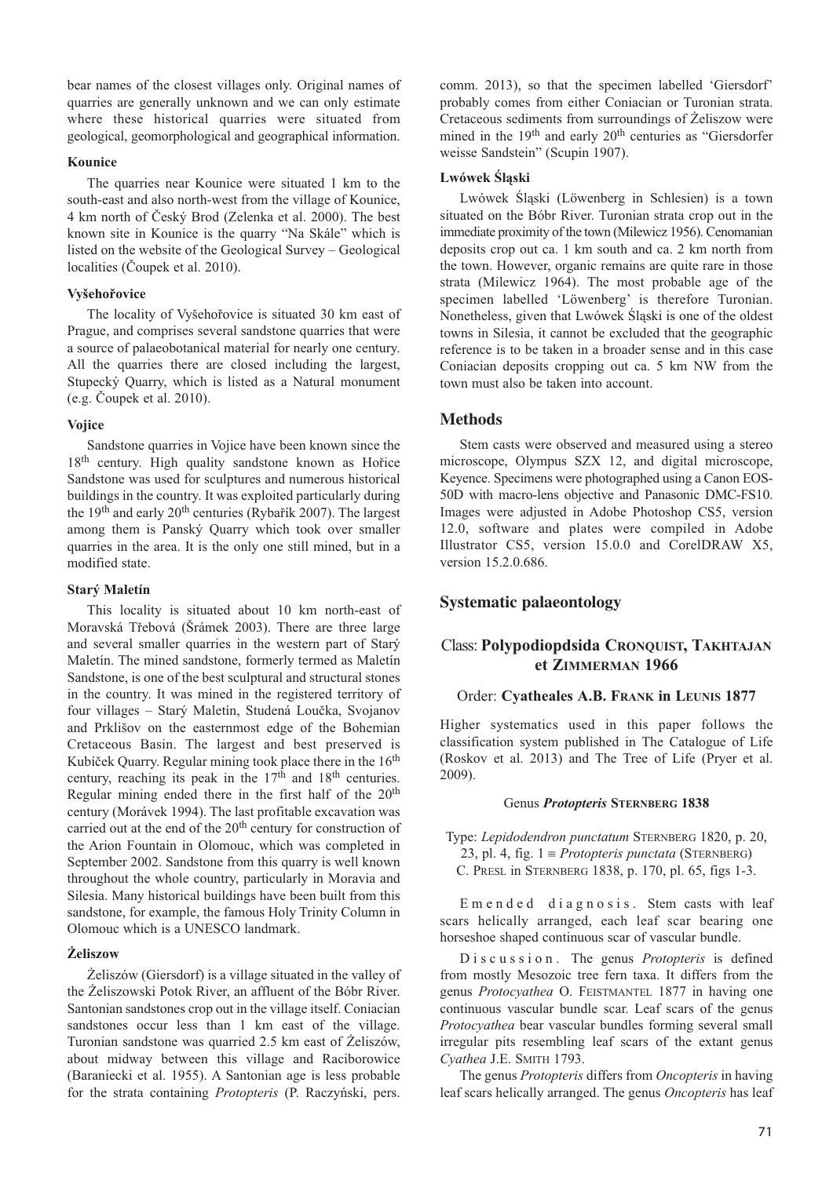bear names of the closest villages only. Original names of quarries are generally unknown and we can only estimate where these historical quarries were situated from geological, geomorphological and geographical information.

#### Kounice

The quarries near Kounice were situated 1 km to the south-east and also north-west from the village of Kounice, 4 km north of Český Brod (Zelenka et al. 2000). The best known site in Kounice is the quarry "Na Skále" which is listed on the website of the Geological Survey – Geological localities (Čoupek et al. 2010).

#### Vyšehořovice

The locality of Vyšehořovice is situated 30 km east of Prague, and comprises several sandstone quarries that were a source of palaeobotanical material for nearly one century. All the quarries there are closed including the largest, Stupecký Quarry, which is listed as a Natural monument (e.g. Čoupek et al. 2010).

#### Vojice

Sandstone quarries in Vojice have been known since the 18th century. High quality sandstone known as Hořice Sandstone was used for sculptures and numerous historical buildings in the country. It was exploited particularly during the 19th and early 20th centuries (Rybařík 2007). The largest among them is Panský Quarry which took over smaller quarries in the area. It is the only one still mined, but in a modified state.

#### Starý Maletín

This locality is situated about 10 km north-east of Moravská Třebová (Šrámek 2003). There are three large and several smaller quarries in the western part of Starý Maletín. The mined sandstone, formerly termed as Maletín Sandstone, is one of the best sculptural and structural stones in the country. It was mined in the registered territory of four villages – Starý Maletín, Studená Loučka, Svojanov and Prklišov on the easternmost edge of the Bohemian Cretaceous Basin. The largest and best preserved is Kubíček Quarry. Regular mining took place there in the 16th century, reaching its peak in the 17th and 18th centuries. Regular mining ended there in the first half of the 20th century (Morávek 1994). The last profitable excavation was carried out at the end of the 20th century for construction of the Arion Fountain in Olomouc, which was completed in September 2002. Sandstone from this quarry is well known throughout the whole country, particularly in Moravia and Silesia. Many historical buildings have been built from this sandstone, for example, the famous Holy Trinity Column in Olomouc which is a UNESCO landmark.

#### Żeliszow

Żeliszów (Giersdorf) is a village situated in the valley of the Żeliszowski Potok River, an affluent of the Bóbr River. Santonian sandstones crop out in the village itself. Coniacian sandstones occur less than 1 km east of the village. Turonian sandstone was quarried 2.5 km east of Żeliszów, about midway between this village and Raciborowice (Baraniecki et al. 1955). A Santonian age is less probable for the strata containing *Protopteris* (P. Raczyński, pers. comm. 2013), so that the specimen labelled 'Giersdorf' probably comes from either Coniacian or Turonian strata. Cretaceous sediments from surroundings of Żeliszow were mined in the 19th and early 20th centuries as "Giersdorfer weisse Sandstein" (Scupin 1907).

#### Lwówek Śląski

Lwówek Śląski (Löwenberg in Schlesien) is a town situated on the Bóbr River. Turonian strata crop out in the immediate proximity of the town (Milewicz 1956). Cenomanian deposits crop out ca. 1 km south and ca. 2 km north from the town. However, organic remains are quite rare in those strata (Milewicz 1964). The most probable age of the specimen labelled 'Löwenberg' is therefore Turonian. Nonetheless, given that Lwówek Śląski is one of the oldest towns in Silesia, it cannot be excluded that the geographic reference is to be taken in a broader sense and in this case Coniacian deposits cropping out ca. 5 km NW from the town must also be taken into account.

## Methods

Stem casts were observed and measured using a stereo microscope, Olympus SZX 12, and digital microscope, Keyence. Specimens were photographed using a Canon EOS-50D with macro-lens objective and Panasonic DMC-FS10. Images were adjusted in Adobe Photoshop CS5, version 12.0, software and plates were compiled in Adobe Illustrator CS5, version 15.0.0 and CorelDRAW X5, version 15.2.0.686.

## Systematic palaeontology

### Class: Polypodiopdsida CRONQUIST, TAKHTAJAN et ZIMMERMAN 1966

### Order: Cyatheales A.B. FRANK in LEUNIS 1877

Higher systematics used in this paper follows the classification system published in The Catalogue of Life (Roskov et al. 2013) and The Tree of Life (Pryer et al. 2009).

#### Genus *Protopteris* STERNBERG 1838

Type: *Lepidodendron punctatum* STERNBERG 1820, p. 20, 23, pl. 4, fig. 1 ≡ *Protopteris punctata* (STERNBERG) C. PRESL in STERNBERG 1838, p. 170, pl. 65, figs 1-3.

Emended diagnosis. Stem casts with leaf scars helically arranged, each leaf scar bearing one horseshoe shaped continuous scar of vascular bundle.

Discussion. The genus *Protopteris* is defined from mostly Mesozoic tree fern taxa. It differs from the genus *Protocyathea* O. FEISTMANTEL 1877 in having one continuous vascular bundle scar. Leaf scars of the genus *Protocyathea* bear vascular bundles forming several small irregular pits resembling leaf scars of the extant genus *Cyathea* J.E. SMITH 1793.

The genus *Protopteris* differs from *Oncopteris* in having leaf scars helically arranged. The genus *Oncopteris* has leaf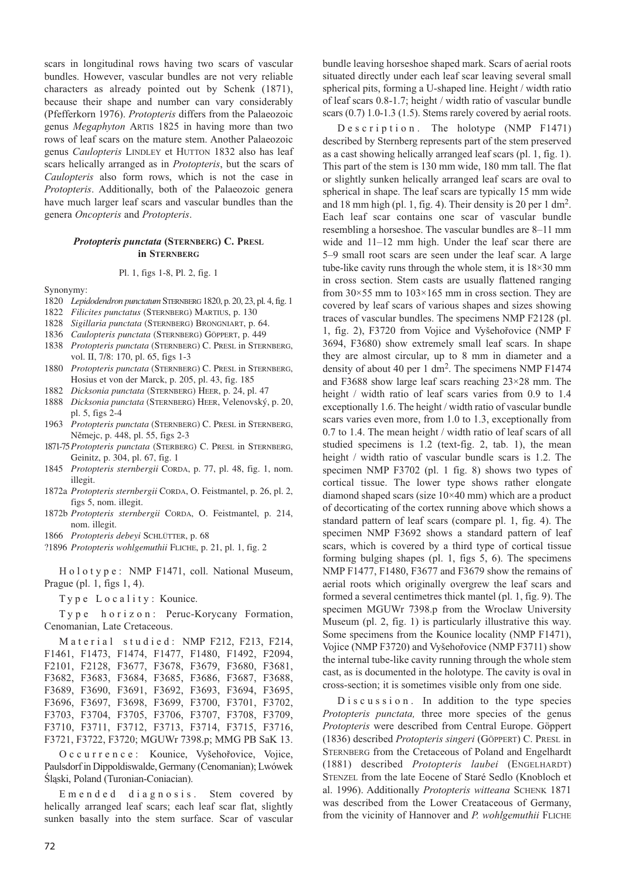scars in longitudinal rows having two scars of vascular bundles. However, vascular bundles are not very reliable characters as already pointed out by Schenk (1871), because their shape and number can vary considerably (Pfefferkorn 1976). *Protopteris* differs from the Palaeozoic genus *Megaphyton* Artis 1825 in having more than two rows of leaf scars on the mature stem. Another Palaeozoic genus *Caulopteris* Lindley et Hutton 1832 also has leaf scars helically arranged as in *Protopteris*, but the scars of *Caulopteris* also form rows, which is not the case in *Protopteris*. Additionally, both of the Palaeozoic genera have much larger leaf scars and vascular bundles than the genera *Oncopteris* and *Protopteris*.

### *Protopteris punctata* (Sternberg) C. Presl in Sternberg

Pl. 1, figs 1-8, Pl. 2, fig. 1

Synonymy:

- 1820 *Lepidodendron punctatum* Sternberg 1820, p. 20, 23, pl. 4, fig. 1
- 1822 *Filicites punctatus* (Sternberg) Martius, p. 130
- 1828 *Sigillaria punctata* (Sternberg) Brongniart, p. 64.
- 1836 *Caulopteris punctata* (Sternberg) Göppert, p. 449
- 1838 *Protopteris punctata* (Sternberg) C. Presl in Sternberg, vol. II, 7/8: 170, pl. 65, figs 1-3
- 1880 *Protopteris punctata* (Sternberg) C. Presl in Sternberg, Hosius et von der Marck, p. 205, pl. 43, fig. 185
- 1882 *Dicksonia punctata* (Sternberg) Heer, p. 24, pl. 47
- 1888 *Dicksonia punctata* (Sternberg) Heer, Velenovský, p. 20, pl. 5, figs 2-4
- 1963 *Protopteris punctata* (Sternberg) C. Presl in Sternberg, Němejc, p. 448, pl. 55, figs 2-3
- 1871-75 *Protopteris punctata* (Sterberg) C. Presl in Sternberg, Geinitz, p. 304, pl. 67, fig. 1
- 1845 *Protopteris sternbergii* Corda, p. 77, pl. 48, fig. 1, nom. illegit.
- 1872a *Protopteris sternbergii* Corda, O. Feistmantel, p. 26, pl. 2, figs 5, nom. illegit.
- 1872b *Protopteris sternbergii* Corda, O. Feistmantel, p. 214, nom. illegit.
- 1866 *Protopteris debeyi* Schlütter, p. 68
- ?1896 *Protopteris wohlgemuthii* Fliche, p. 21, pl. 1, fig. 2

Holotype: NMP F1471, coll. National Museum, Prague (pl. 1, figs 1, 4).

Type Locality: Kounice.

Type horizon: Peruc-Korycany Formation, Cenomanian, Late Cretaceous.

Material studied: NMP F212, F213, F214, F1461, F1473, F1474, F1477, F1480, F1492, F2094, F2101, F2128, F3677, F3678, F3679, F3680, F3681, F3682, F3683, F3684, F3685, F3686, F3687, F3688, F3689, F3690, F3691, F3692, F3693, F3694, F3695, F3696, F3697, F3698, F3699, F3700, F3701, F3702, F3703, F3704, F3705, F3706, F3707, F3708, F3709, F3710, F3711, F3712, F3713, F3714, F3715, F3716, F3721, F3722, F3720; MGUWr 7398.p; MMG PB SaK 13.

Occurrence: Kounice, Vyšehořovice, Vojice, Paulsdorf in Dippoldiswalde, Germany (Cenomanian); Lwówek Śląski, Poland (Turonian-Coniacian).

Emended diagnosis. Stem covered by helically arranged leaf scars; each leaf scar flat, slightly sunken basally into the stem surface. Scar of vascular bundle leaving horseshoe shaped mark. Scars of aerial roots situated directly under each leaf scar leaving several small spherical pits, forming a U-shaped line. Height / width ratio of leaf scars 0.8-1.7; height / width ratio of vascular bundle scars (0.7) 1.0-1.3 (1.5). Stems rarely covered by aerial roots.

Description. The holotype (NMP F1471) described by Sternberg represents part of the stem preserved as a cast showing helically arranged leaf scars (pl. 1, fig. 1). This part of the stem is 130 mm wide, 180 mm tall. The flat or slightly sunken helically arranged leaf scars are oval to spherical in shape. The leaf scars are typically 15 mm wide and 18 mm high (pl. 1, fig. 4). Their density is 20 per 1 $dm^2$. Each leaf scar contains one scar of vascular bundle resembling a horseshoe. The vascular bundles are 8–11 mm wide and 11–12 mm high. Under the leaf scar there are 5–9 small root scars are seen under the leaf scar. A large tube-like cavity runs through the whole stem, it is 18×30 mm in cross section. Stem casts are usually flattened ranging from 30×55 mm to 103×165 mm in cross section. They are covered by leaf scars of various shapes and sizes showing traces of vascular bundles. The specimens NMP F2128 (pl. 1, fig. 2), F3720 from Vojice and Vyšehořovice (NMP F 3694, F3680) show extremely small leaf scars. In shape they are almost circular, up to 8 mm in diameter and a density of about 40 per 1 $dm^2$. The specimens NMP F1474 and F3688 show large leaf scars reaching 23×28 mm. The height / width ratio of leaf scars varies from 0.9 to 1.4 exceptionally 1.6. The height / width ratio of vascular bundle scars varies even more, from 1.0 to 1.3, exceptionally from 0.7 to 1.4. The mean height / width ratio of leaf scars of all studied specimens is 1.2 (text-fig. 2, tab. 1), the mean height / width ratio of vascular bundle scars is 1.2. The specimen NMP F3702 (pl. 1 fig. 8) shows two types of cortical tissue. The lower type shows rather elongate diamond shaped scars (size 10×40 mm) which are a product of decorticating of the cortex running above which shows a standard pattern of leaf scars (compare pl. 1, fig. 4). The specimen NMP F3692 shows a standard pattern of leaf scars, which is covered by a third type of cortical tissue forming bulging shapes (pl. 1, figs 5, 6). The specimens NMP F1477, F1480, F3677 and F3679 show the remains of aerial roots which originally overgrew the leaf scars and formed a several centimetres thick mantel (pl. 1, fig. 9). The specimen MGUWr 7398.p from the Wroclaw University Museum (pl. 2, fig. 1) is particularly illustrative this way. Some specimens from the Kounice locality (NMP F1471), Vojice (NMP F3720) and Vyšehořovice (NMP F3711) show the internal tube-like cavity running through the whole stem cast, as is documented in the holotype. The cavity is oval in cross-section; it is sometimes visible only from one side.

Discussion. In addition to the type species *Protopteris punctata,* three more species of the genus *Protopteris* were described from Central Europe. Göppert (1836) described *Protopteris singeri* (Göppert) C. Presl in Sternberg from the Cretaceous of Poland and Engelhardt (1881) described *Protopteris laubei* (Engelhardt) Stenzel from the late Eocene of Staré Sedlo (Knobloch et al. 1996). Additionally *Protopteris witteana* Schenk 1871 was described from the Lower Createaceous of Germany, from the vicinity of Hannover and *P. wohlgemuthii* Fliche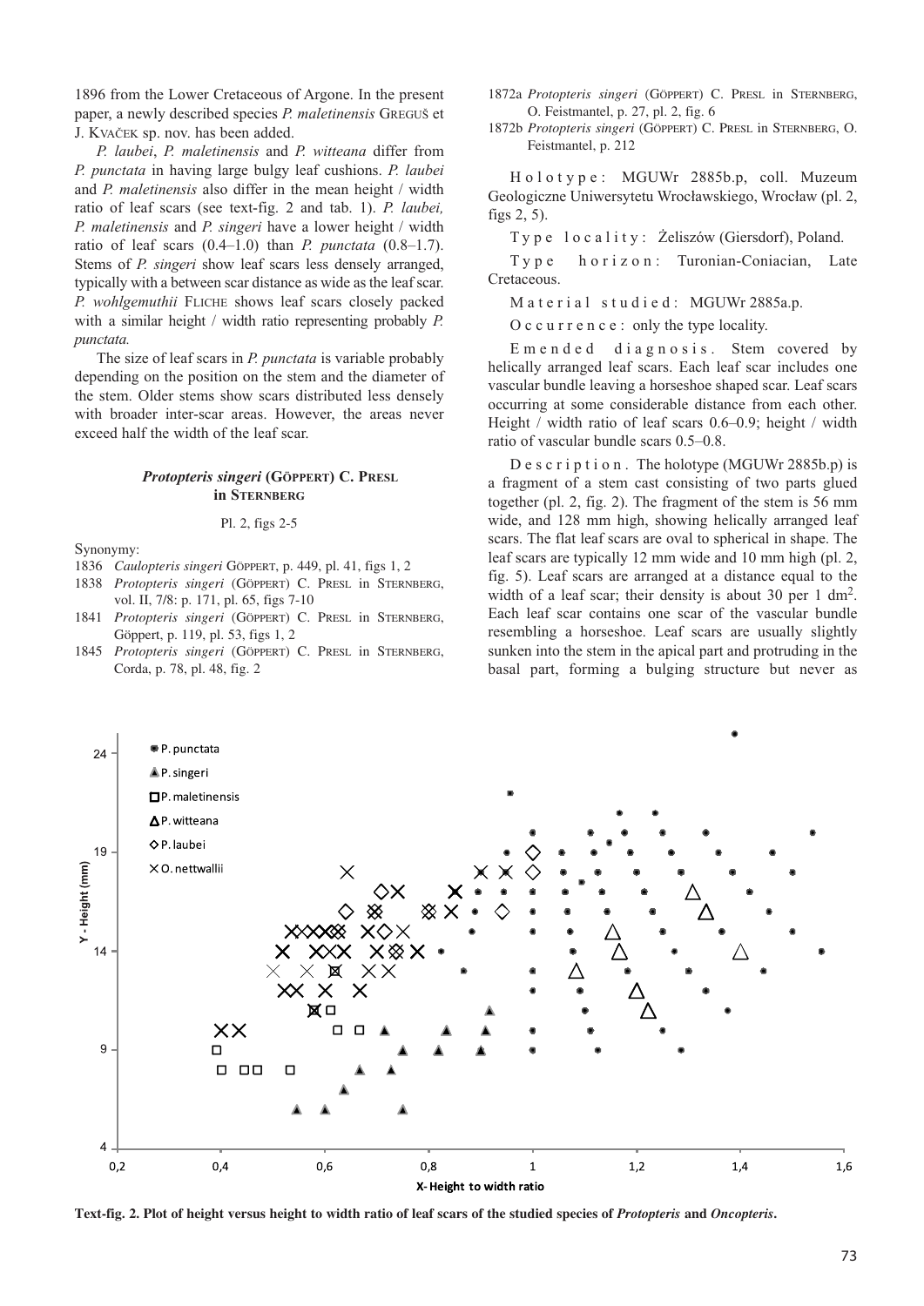1896 from the Lower Cretaceous of Argone. In the present paper, a newly described species *P. maletinensis* GREGUŠ et J. KVAČEK sp. nov. has been added.

*P. laubei*, *P. maletinensis* and *P. witteana* differ from *P. punctata* in having large bulgy leaf cushions. *P. laubei* and *P. maletinensis* also differ in the mean height / width ratio of leaf scars (see text-fig. 2 and tab. 1). *P. laubei, P. maletinensis* and *P. singeri* have a lower height / width ratio of leaf scars (0.4–1.0) than *P. punctata* (0.8–1.7). Stems of *P. singeri* show leaf scars less densely arranged, typically with a between scar distance as wide as the leaf scar. *P. wohlgemuthii* FLICHE shows leaf scars closely packed with a similar height / width ratio representing probably *P. punctata.*

The size of leaf scars in *P. punctata* is variable probably depending on the position on the stem and the diameter of the stem. Older stems show scars distributed less densely with broader inter-scar areas. However, the areas never exceed half the width of the leaf scar.

### *Protopteris singeri* (GÖPPERT) C. PRESL in STERNBERG

Pl. 2, figs 2-5

Synonymy:

1836 *Caulopteris singeri* GÖPPERT, p. 449, pl. 41, figs 1, 2
1838 *Protopteris singeri* (GÖPPERT) C. PRESL in STERNBERG, vol. II, 7/8: p. 171, pl. 65, figs 7-10
1841 *Protopteris singeri* (GÖPPERT) C. PRESL in STERNBERG, Göppert, p. 119, pl. 53, figs 1, 2
1845 *Protopteris singeri* (GÖPPERT) C. PRESL in STERNBERG, Corda, p. 78, pl. 48, fig. 2
1872a *Protopteris singeri* (GÖPPERT) C. PRESL in STERNBERG, O. Feistmantel, p. 27, pl. 2, fig. 6
1872b *Protopteris singeri* (GÖPPERT) C. PRESL in STERNBERG, O. Feistmantel, p. 212

Holotype: MGUWr 2885b.p, coll. Muzeum Geologiczne Uniwersytetu Wrocławskiego, Wrocław (pl. 2, figs 2, 5).

Type locality: Żeliszów (Giersdorf), Poland.

Type horizon: Turonian-Coniacian, Late Cretaceous.

Material studied: MGUWr 2885a.p.

Occurrence: only the type locality.

Emended diagnosis. Stem covered by helically arranged leaf scars. Each leaf scar includes one vascular bundle leaving a horseshoe shaped scar. Leaf scars occurring at some considerable distance from each other. Height / width ratio of leaf scars 0.6–0.9; height / width ratio of vascular bundle scars 0.5–0.8.

Description. The holotype (MGUWr 2885b.p) is a fragment of a stem cast consisting of two parts glued together (pl. 2, fig. 2). The fragment of the stem is 56 mm wide, and 128 mm high, showing helically arranged leaf scars. The flat leaf scars are oval to spherical in shape. The leaf scars are typically 12 mm wide and 10 mm high (pl. 2, fig. 5). Leaf scars are arranged at a distance equal to the width of a leaf scar; their density is about 30 per 1 dm$^2$. Each leaf scar contains one scar of the vascular bundle resembling a horseshoe. Leaf scars are usually slightly sunken into the stem in the apical part and protruding in the basal part, forming a bulging structure but never as

**Text-fig. 2. Plot of height versus height to width ratio of leaf scars of the studied species of *Protopteris* and *Oncopteris*.**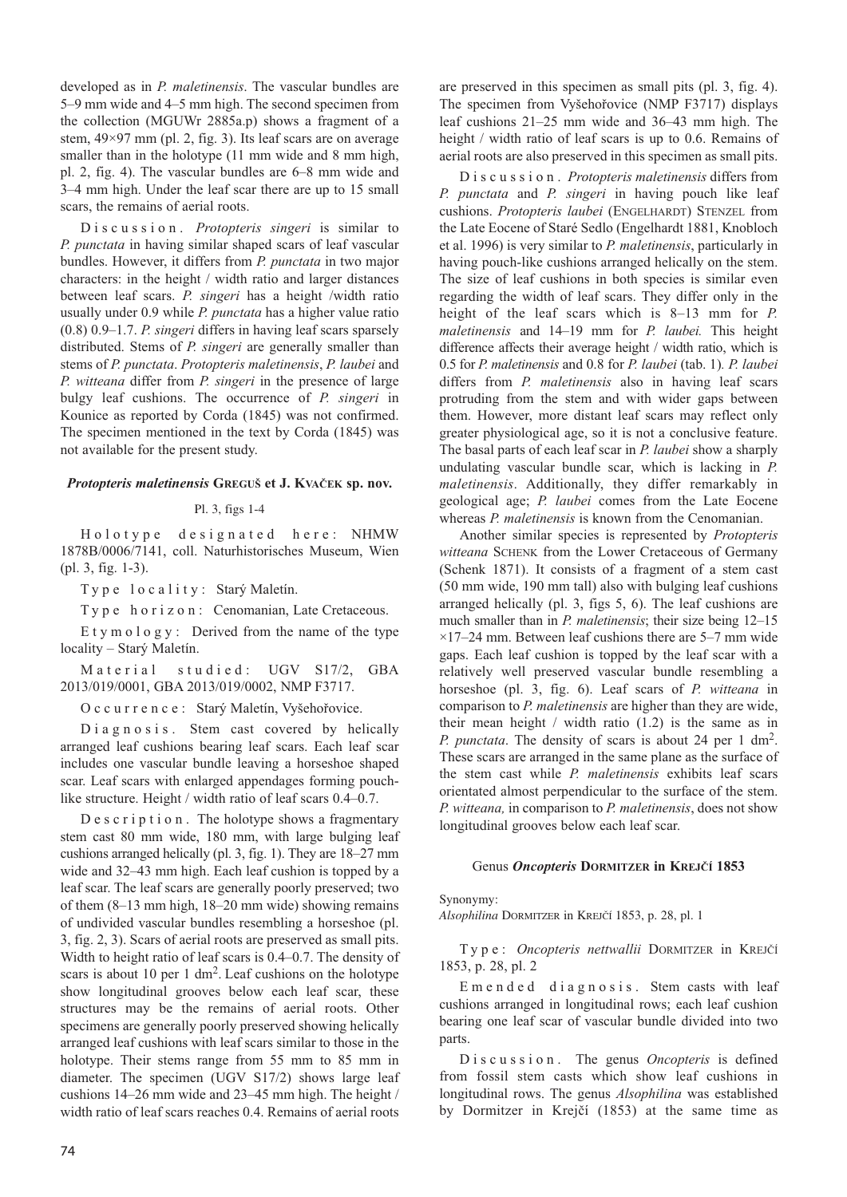developed as in *P. maletinensis*. The vascular bundles are 5–9 mm wide and 4–5 mm high. The second specimen from the collection (MGUWr 2885a.p) shows a fragment of a stem, 49×97 mm (pl. 2, fig. 3). Its leaf scars are on average smaller than in the holotype (11 mm wide and 8 mm high, pl. 2, fig. 4). The vascular bundles are 6–8 mm wide and 3–4 mm high. Under the leaf scar there are up to 15 small scars, the remains of aerial roots.

Discussion. *Protopteris singeri* is similar to *P. punctata* in having similar shaped scars of leaf vascular bundles. However, it differs from *P. punctata* in two major characters: in the height / width ratio and larger distances between leaf scars. *P. singeri* has a height /width ratio usually under 0.9 while *P. punctata* has a higher value ratio (0.8) 0.9–1.7. *P. singeri* differs in having leaf scars sparsely distributed. Stems of *P. singeri* are generally smaller than stems of *P. punctata*. *Protopteris maletinensis*, *P. laubei* and *P. witteana* differ from *P. singeri* in the presence of large bulgy leaf cushions. The occurrence of *P. singeri* in Kounice as reported by Corda (1845) was not confirmed. The specimen mentioned in the text by Corda (1845) was not available for the present study.

### *Protopteris maletinensis* Greguš et J. Kvaček sp. nov.

Pl. 3, figs 1-4

Holotype designated here: NHMW 1878B/0006/7141, coll. Naturhistorisches Museum, Wien (pl. 3, fig. 1-3).

Type locality: Starý Maletín.

Type horizon: Cenomanian, Late Cretaceous.

Etymology: Derived from the name of the type locality – Starý Maletín.

Material studied: UGV S17/2, GBA 2013/019/0001, GBA 2013/019/0002, NMP F3717.

Occurrence: Starý Maletín, Vyšehořovice.

Diagnosis. Stem cast covered by helically arranged leaf cushions bearing leaf scars. Each leaf scar includes one vascular bundle leaving a horseshoe shaped scar. Leaf scars with enlarged appendages forming pouch-like structure. Height / width ratio of leaf scars 0.4–0.7.

Description. The holotype shows a fragmentary stem cast 80 mm wide, 180 mm, with large bulging leaf cushions arranged helically (pl. 3, fig. 1). They are 18–27 mm wide and 32–43 mm high. Each leaf cushion is topped by a leaf scar. The leaf scars are generally poorly preserved; two of them (8–13 mm high, 18–20 mm wide) showing remains of undivided vascular bundles resembling a horseshoe (pl. 3, fig. 2, 3). Scars of aerial roots are preserved as small pits. Width to height ratio of leaf scars is 0.4–0.7. The density of scars is about 10 per 1 dm$^2$. Leaf cushions on the holotype show longitudinal grooves below each leaf scar, these structures may be the remains of aerial roots. Other specimens are generally poorly preserved showing helically arranged leaf cushions with leaf scars similar to those in the holotype. Their stems range from 55 mm to 85 mm in diameter. The specimen (UGV S17/2) shows large leaf cushions 14–26 mm wide and 23–45 mm high. The height / width ratio of leaf scars reaches 0.4. Remains of aerial roots are preserved in this specimen as small pits (pl. 3, fig. 4). The specimen from Vyšehořovice (NMP F3717) displays leaf cushions 21–25 mm wide and 36–43 mm high. The height / width ratio of leaf scars is up to 0.6. Remains of aerial roots are also preserved in this specimen as small pits.

Discussion. *Protopteris maletinensis* differs from *P. punctata* and *P. singeri* in having pouch like leaf cushions. *Protopteris laubei* (Engelhardt) Stenzel from the Late Eocene of Staré Sedlo (Engelhardt 1881, Knobloch et al. 1996) is very similar to *P. maletinensis*, particularly in having pouch-like cushions arranged helically on the stem. The size of leaf cushions in both species is similar even regarding the width of leaf scars. They differ only in the height of the leaf scars which is 8–13 mm for *P. maletinensis* and 14–19 mm for *P. laubei.* This height difference affects their average height / width ratio, which is 0.5 for *P. maletinensis* and 0.8 for *P. laubei* (tab. 1). *P. laubei* differs from *P. maletinensis* also in having leaf scars protruding from the stem and with wider gaps between them. However, more distant leaf scars may reflect only greater physiological age, so it is not a conclusive feature. The basal parts of each leaf scar in *P. laubei* show a sharply undulating vascular bundle scar, which is lacking in *P. maletinensis*. Additionally, they differ remarkably in geological age; *P. laubei* comes from the Late Eocene whereas *P. maletinensis* is known from the Cenomanian.

Another similar species is represented by *Protopteris witteana* Schenk from the Lower Cretaceous of Germany (Schenk 1871). It consists of a fragment of a stem cast (50 mm wide, 190 mm tall) also with bulging leaf cushions arranged helically (pl. 3, figs 5, 6). The leaf cushions are much smaller than in *P. maletinensis*; their size being 12–15 ×17–24 mm. Between leaf cushions there are 5–7 mm wide gaps. Each leaf cushion is topped by the leaf scar with a relatively well preserved vascular bundle resembling a horseshoe (pl. 3, fig. 6). Leaf scars of *P. witteana* in comparison to *P. maletinensis* are higher than they are wide, their mean height / width ratio (1.2) is the same as in *P. punctata*. The density of scars is about 24 per 1 dm$^2$. These scars are arranged in the same plane as the surface of the stem cast while *P. maletinensis* exhibits leaf scars orientated almost perpendicular to the surface of the stem. *P. witteana,* in comparison to *P. maletinensis*, does not show longitudinal grooves below each leaf scar.

### Genus *Oncopteris* Dormitzer in Krejčí 1853

Synonymy:
*Alsophilina* Dormitzer in Krejčí 1853, p. 28, pl. 1

Type: *Oncopteris nettwallii* Dormitzer in Krejčí 1853, p. 28, pl. 2

Emended diagnosis. Stem casts with leaf cushions arranged in longitudinal rows; each leaf cushion bearing one leaf scar of vascular bundle divided into two parts.

Discussion. The genus *Oncopteris* is defined from fossil stem casts which show leaf cushions in longitudinal rows. The genus *Alsophilina* was established by Dormitzer in Krejčí (1853) at the same time as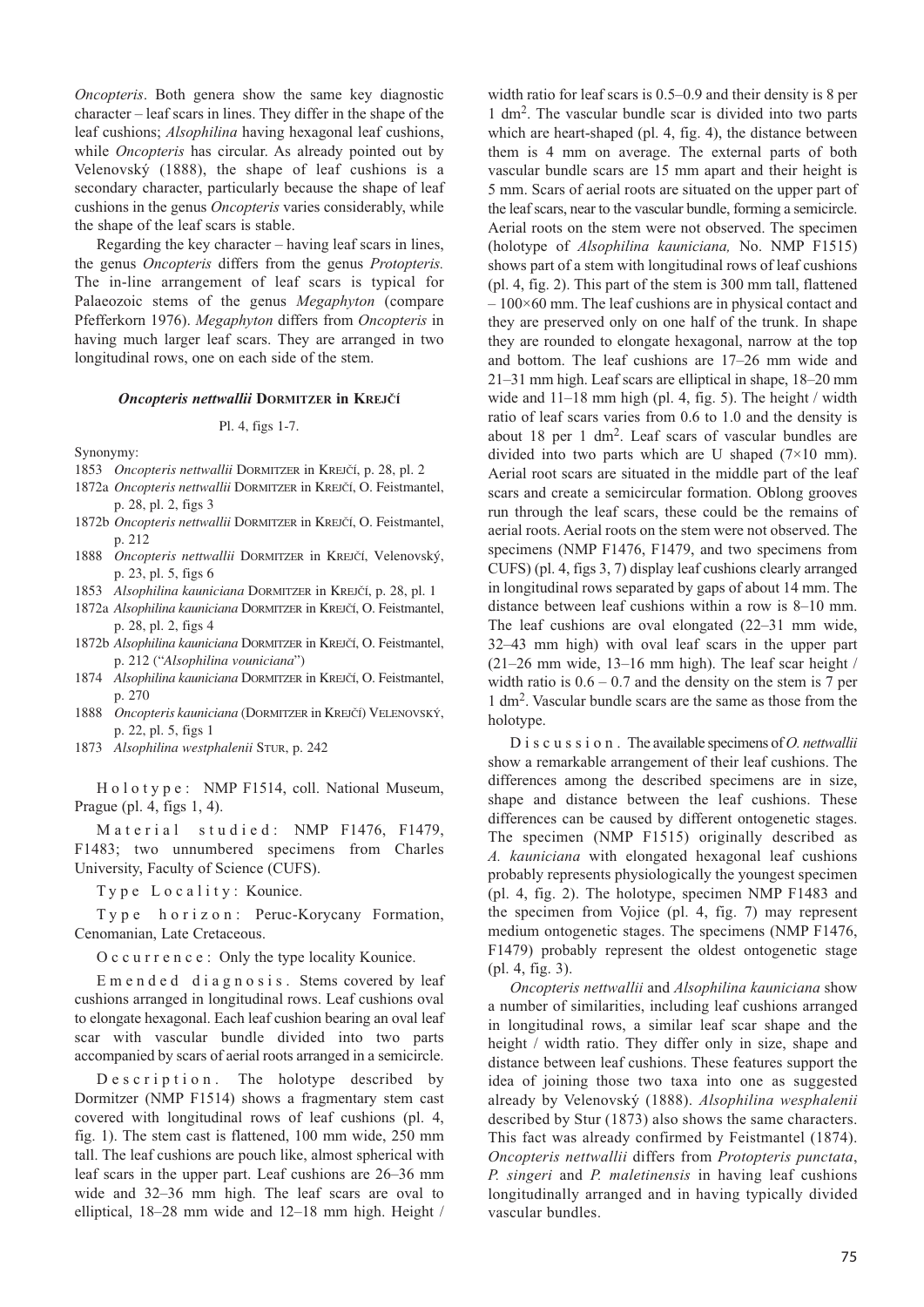*Oncopteris*. Both genera show the same key diagnostic character – leaf scars in lines. They differ in the shape of the leaf cushions; *Alsophilina* having hexagonal leaf cushions, while *Oncopteris* has circular. As already pointed out by Velenovský (1888), the shape of leaf cushions is a secondary character, particularly because the shape of leaf cushions in the genus *Oncopteris* varies considerably, while the shape of the leaf scars is stable.

Regarding the key character – having leaf scars in lines, the genus *Oncopteris* differs from the genus *Protopteris.* The in-line arrangement of leaf scars is typical for Palaeozoic stems of the genus *Megaphyton* (compare Pfefferkorn 1976). *Megaphyton* differs from *Oncopteris* in having much larger leaf scars. They are arranged in two longitudinal rows, one on each side of the stem.

### *Oncopteris nettwallii* Dormitzer in Krejčí

Pl. 4, figs 1-7.

Synonymy:

- 1853 *Oncopteris nettwallii* Dormitzer in Krejčí, p. 28, pl. 2
- 1872a *Oncopteris nettwallii* Dormitzer in Krejčí, O. Feistmantel, p. 28, pl. 2, figs 3
- 1872b *Oncopteris nettwallii* Dormitzer in Krejčí, O. Feistmantel, p. 212
- 1888 *Oncopteris nettwallii* Dormitzer in Krejčí, Velenovský, p. 23, pl. 5, figs 6
- 1853 *Alsophilina kauniciana* Dormitzer in Krejčí, p. 28, pl. 1
- 1872a *Alsophilina kauniciana* Dormitzer in Krejčí, O. Feistmantel, p. 28, pl. 2, figs 4
- 1872b *Alsophilina kauniciana* Dormitzer in Krejčí, O. Feistmantel, p. 212 ("*Alsophilina vouniciana*")
- 1874 *Alsophilina kauniciana* Dormitzer in Krejčí, O. Feistmantel, p. 270
- 1888 *Oncopteris kauniciana* (Dormitzer in Krejčí) Velenovský, p. 22, pl. 5, figs 1
- 1873 *Alsophilina westphalenii* Stur, p. 242

H o l o t y p e : NMP F1514, coll. National Museum, Prague (pl. 4, figs 1, 4).

M a t e r i a l s t u d i e d : NMP F1476, F1479, F1483; two unnumbered specimens from Charles University, Faculty of Science (CUFS).

T y p e L o c a l i t y : Kounice.

T y p e h o r i z o n : Peruc-Korycany Formation, Cenomanian, Late Cretaceous.

O c c u r r e n c e : Only the type locality Kounice.

E m e n d e d d i a g n o s i s . Stems covered by leaf cushions arranged in longitudinal rows. Leaf cushions oval to elongate hexagonal. Each leaf cushion bearing an oval leaf scar with vascular bundle divided into two parts accompanied by scars of aerial roots arranged in a semicircle.

D e s c r i p t i o n . The holotype described by Dormitzer (NMP F1514) shows a fragmentary stem cast covered with longitudinal rows of leaf cushions (pl. 4, fig. 1). The stem cast is flattened, 100 mm wide, 250 mm tall. The leaf cushions are pouch like, almost spherical with leaf scars in the upper part. Leaf cushions are 26–36 mm wide and 32–36 mm high. The leaf scars are oval to elliptical, 18–28 mm wide and 12–18 mm high. Height / width ratio for leaf scars is 0.5–0.9 and their density is 8 per 1 $dm^2$. The vascular bundle scar is divided into two parts which are heart-shaped (pl. 4, fig. 4), the distance between them is 4 mm on average. The external parts of both vascular bundle scars are 15 mm apart and their height is 5 mm. Scars of aerial roots are situated on the upper part of the leaf scars, near to the vascular bundle, forming a semicircle. Aerial roots on the stem were not observed. The specimen (holotype of *Alsophilina kauniciana,* No. NMP F1515) shows part of a stem with longitudinal rows of leaf cushions (pl. 4, fig. 2). This part of the stem is 300 mm tall, flattened – 100×60 mm. The leaf cushions are in physical contact and they are preserved only on one half of the trunk. In shape they are rounded to elongate hexagonal, narrow at the top and bottom. The leaf cushions are 17–26 mm wide and 21–31 mm high. Leaf scars are elliptical in shape, 18–20 mm wide and 11–18 mm high (pl. 4, fig. 5). The height / width ratio of leaf scars varies from 0.6 to 1.0 and the density is about 18 per 1 $dm^2$. Leaf scars of vascular bundles are divided into two parts which are U shaped (7×10 mm). Aerial root scars are situated in the middle part of the leaf scars and create a semicircular formation. Oblong grooves run through the leaf scars, these could be the remains of aerial roots. Aerial roots on the stem were not observed. The specimens (NMP F1476, F1479, and two specimens from CUFS) (pl. 4, figs 3, 7) display leaf cushions clearly arranged in longitudinal rows separated by gaps of about 14 mm. The distance between leaf cushions within a row is 8–10 mm. The leaf cushions are oval elongated (22–31 mm wide, 32–43 mm high) with oval leaf scars in the upper part (21–26 mm wide, 13–16 mm high). The leaf scar height / width ratio is 0.6 – 0.7 and the density on the stem is 7 per 1 $dm^2$. Vascular bundle scars are the same as those from the holotype.

D i s c u s s i o n . The available specimens of *O. nettwallii* show a remarkable arrangement of their leaf cushions. The differences among the described specimens are in size, shape and distance between the leaf cushions. These differences can be caused by different ontogenetic stages. The specimen (NMP F1515) originally described as *A. kauniciana* with elongated hexagonal leaf cushions probably represents physiologically the youngest specimen (pl. 4, fig. 2). The holotype, specimen NMP F1483 and the specimen from Vojice (pl. 4, fig. 7) may represent medium ontogenetic stages. The specimens (NMP F1476, F1479) probably represent the oldest ontogenetic stage (pl. 4, fig. 3).

*Oncopteris nettwallii* and *Alsophilina kauniciana* show a number of similarities, including leaf cushions arranged in longitudinal rows, a similar leaf scar shape and the height / width ratio. They differ only in size, shape and distance between leaf cushions. These features support the idea of joining those two taxa into one as suggested already by Velenovský (1888). *Alsophilina wesphalenii* described by Stur (1873) also shows the same characters. This fact was already confirmed by Feistmantel (1874). *Oncopteris nettwallii* differs from *Protopteris punctata*, *P. singeri* and *P. maletinensis* in having leaf cushions longitudinally arranged and in having typically divided vascular bundles.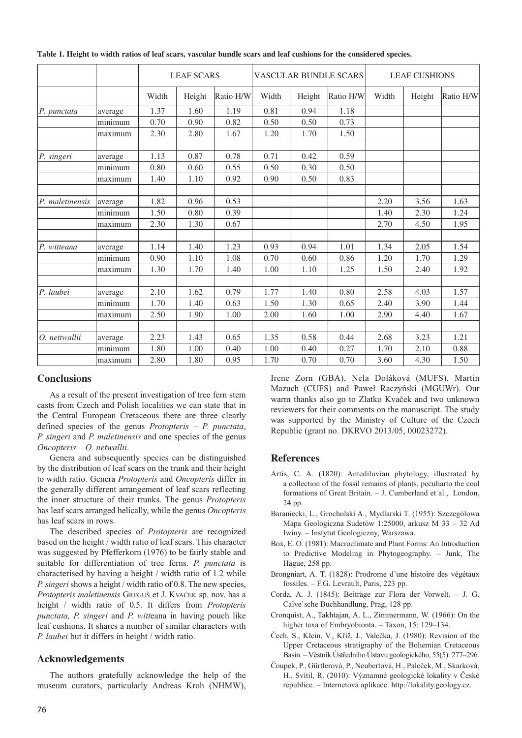**Table 1. Height to width ratios of leaf scars, vascular bundle scars and leaf cushions for the considered species.**

| | | LEAF SCARS | | | VASCULAR BUNDLE SCARS | | | LEAF CUSHIONS | | |
|---|---|---|---|---|---|---|---|---|---|---|
| | | Width | Height | Ratio H/W | Width | Height | Ratio H/W | Width | Height | Ratio H/W |
| *P. punctata* | average | 1.37 | 1.60 | 1.19 | 0.81 | 0.94 | 1.18 | | | |
| | minimum | 0.70 | 0.90 | 0.82 | 0.50 | 0.50 | 0.73 | | | |
| | maximum | 2.30 | 2.80 | 1.67 | 1.20 | 1.70 | 1.50 | | | |
| | | | | | | | | | | |
| *P. singeri* | average | 1.13 | 0.87 | 0.78 | 0.71 | 0.42 | 0.59 | | | |
| | minimum | 0.80 | 0.60 | 0.55 | 0.50 | 0.30 | 0.50 | | | |
| | maximum | 1.40 | 1.10 | 0.92 | 0.90 | 0.50 | 0.83 | | | |
| | | | | | | | | | | |
| *P. maletinensis* | average | 1.82 | 0.96 | 0.53 | | | | 2.20 | 3.56 | 1.63 |
| | minimum | 1.50 | 0.80 | 0.39 | | | | 1.40 | 2.30 | 1.24 |
| | maximum | 2.30 | 1.30 | 0.67 | | | | 2.70 | 4.50 | 1.95 |
| | | | | | | | | | | |
| *P. witteana* | average | 1.14 | 1.40 | 1.23 | 0.93 | 0.94 | 1.01 | 1.34 | 2.05 | 1.54 |
| | minimum | 0.90 | 1.10 | 1.08 | 0.70 | 0.60 | 0.86 | 1.20 | 1.70 | 1.29 |
| | maximum | 1.30 | 1.70 | 1.40 | 1.00 | 1.10 | 1.25 | 1.50 | 2.40 | 1.92 |
| | | | | | | | | | | |
| *P. laubei* | average | 2.10 | 1.62 | 0.79 | 1.77 | 1.40 | 0.80 | 2.58 | 4.03 | 1.57 |
| | minimum | 1.70 | 1.40 | 0.63 | 1.50 | 1.30 | 0.65 | 2.40 | 3.90 | 1.44 |
| | maximum | 2.50 | 1.90 | 1.00 | 2.00 | 1.60 | 1.00 | 2.90 | 4.40 | 1.67 |
| | | | | | | | | | | |
| *O. nettwallii* | average | 2.23 | 1.43 | 0.65 | 1.35 | 0.58 | 0.44 | 2.68 | 3.23 | 1.21 |
| | minimum | 1.80 | 1.00 | 0.40 | 1.00 | 0.40 | 0.27 | 1.70 | 2.10 | 0.88 |
| | maximum | 2.80 | 1.80 | 0.95 | 1.70 | 0.70 | 0.70 | 3.60 | 4.30 | 1.50 |

## Conclusions

As a result of the present investigation of tree fern stem casts from Czech and Polish localities we can state that in the Central European Cretaceous there are three clearly defined species of the genus *Protopteris* – *P. punctata*, *P. singeri* and *P. maletinensis* and one species of the genus *Oncopteris* – *O. netwallii*.

Genera and subsequently species can be distinguished by the distribution of leaf scars on the trunk and their height to width ratio. Genera *Protopteris* and *Oncopteris* differ in the generally different arrangement of leaf scars reflecting the inner structure of their trunks. The genus *Protopteris* has leaf scars arranged helically, while the genus *Oncopteris* has leaf scars in rows.

The described species of *Protopteris* are recognized based on the height / width ratio of leaf scars. This character was suggested by Pfefferkorn (1976) to be fairly stable and suitable for differentiation of tree ferns. *P. punctata* is characterised by having a height / width ratio of 1.2 while *P. singeri* shows a height / width ratio of 0.8. The new species, *Protopteris maletinensis* Greguš et J. Kvaček sp. nov. has a height / width ratio of 0.5. It differs from *Protopteris punctata, P. singeri* and *P. witt*eana in having pouch like leaf cushions. It shares a number of similar characters with *P. laubei* but it differs in height / width ratio.

## Acknowledgements

The authors gratefully acknowledge the help of the museum curators, particularly Andreas Kroh (NHMW), Irene Zorn (GBA), Nela Doláková (MUFS), Martin Mazuch (CUFS) and Paweł Raczyński (MGUWr). Our warm thanks also go to Zlatko Kvaček and two unknown reviewers for their comments on the manuscript. The study was supported by the Ministry of Culture of the Czech Republic (grant no. DKRVO 2013/05, 00023272).

## References

- Artis, C. A. (1820): Antediluvian phytology, illustrated by a collection of the fossil remains of plants, peculiarto the coal formations of Great Britain. – J. Cumberland et al., London, 24 pp.
- Baraniecki, L., Grocholski A., Mydlarski T. (1955): Szczegółowa Mapa Geologiczna Sudetów 1:25000, arkusz M 33 – 32 Ad Iwiny. – Instytut Geologiczny, Warszawa.
- Box, E. O. (1981): Macroclimate and Plant Forms: An Introduction to Predictive Modeling in Phytogeography. – Junk, The Hague, 258 pp.
- Brongniart, A. T. (1828): Prodrome d'une histoire des végétaux fossiles. – F.G. Levrault, Paris, 223 pp.
- Corda, A. J. (1845): Beiträge zur Flora der Vorwelt. – J. G. Calve`sche Buchhandlung, Prag, 128 pp.
- Cronquist, A., Takhtajan, A. L., Zimmermann, W. (1966): On the higher taxa of Embryobionta. – Taxon, 15: 129–134.
- Čech, S., Klein, V., Kříž, J., Valečka, J. (1980): Revision of the Upper Cretaceous stratigraphy of the Bohemian Cretaceous Basin. – Věstník Ústředního Ústavu geologického, 55(5): 277–296.
- Čoupek, P., Gürtlerová, P., Neubertová, H., Paleček, M., Skarková, H., Svítil, R. (2010): Významné geologické lokality v České republice. – Internetová aplikace. http://lokality.geology.cz.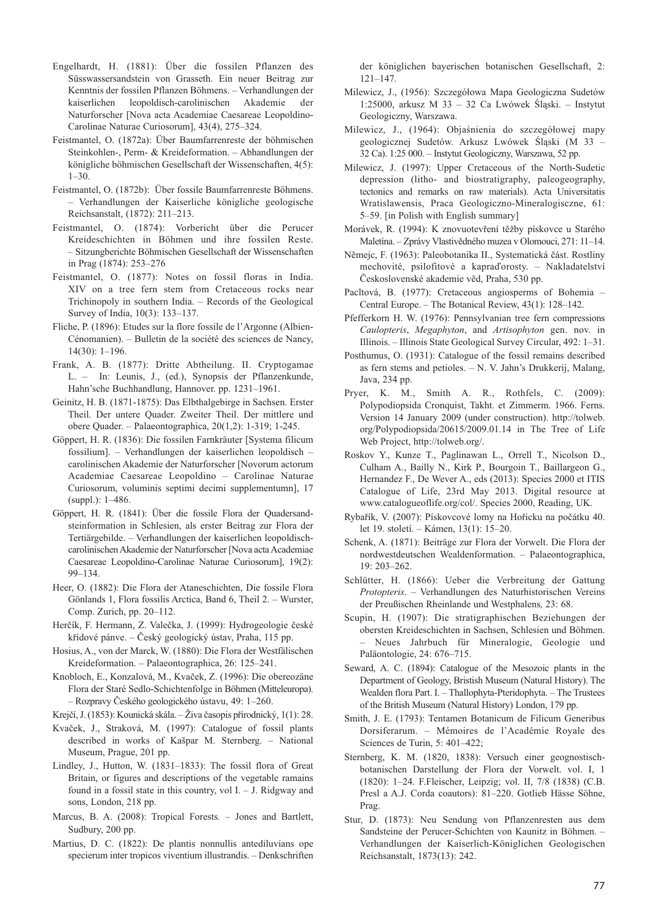Engelhardt, H. (1881): Über die fossilen Pflanzen des Süsswassersandstein von Grasseth. Ein neuer Beitrag zur Kenntnis der fossilen Pflanzen Böhmens. – Verhandlungen der kaiserlichen leopoldisch-carolinischen Akademie der Naturforscher [Nova acta Academiae Caesareae Leopoldino-Carolinae Naturae Curiosorum], 43(4), 275–324.

Feistmantel, O. (1872a): Über Baumfarrenreste der böhmischen Steinkohlen-, Perm- & Kreideformation. – Abhandlungen der königliche böhmischen Gesellschaft der Wissenschaften, 4(5): 1–30.

Feistmantel, O. (1872b): Über fossile Baumfarrenreste Böhmens. – Verhandlungen der Kaiserliche königliche geologische Reichsanstalt, (1872): 211–213.

Feistmantel, O. (1874): Vorbericht über die Perucer Kreideschichten in Böhmen und ihre fossilen Reste. – Sitzungberichte Böhmischen Gesellschaft der Wissenschaften in Prag (1874): 253–276

Feistmantel, O. (1877): Notes on fossil floras in India. XIV on a tree fern stem from Cretaceous rocks near Trichinopoly in southern India. – Records of the Geological Survey of India, 10(3): 133–137.

Fliche, P. (1896): Etudes sur la flore fossile de l'Argonne (Albien-Cénomanien). – Bulletin de la société des sciences de Nancy, 14(30): 1–196.

Frank, A. B. (1877): Dritte Abtheilung. II. Cryptogamae L. – In: Leunis, J., (ed.), Synopsis der Pflanzenkunde, Hahn'sche Buchhandlung, Hannover. pp. 1231–1961.

Geinitz, H. B. (1871-1875): Das Elbthalgebirge in Sachsen. Erster Theil. Der untere Quader. Zweiter Theil. Der mittlere und obere Quader. – Palaeontographica, 20(1,2): 1-319; 1-245.

Göppert, H. R. (1836): Die fossilen Farnkräuter [Systema filicum fossilium]. – Verhandlungen der kaiserlichen leopoldisch – carolinischen Akademie der Naturforscher [Novorum actorum Academiae Caesareae Leopoldino – Carolinae Naturae Curiosorum, voluminis septimi decimi supplementumn], 17 (suppl.): 1–486.

Göppert, H. R. (1841): Über die fossile Flora der Quadersandsteinformation in Schlesien, als erster Beitrag zur Flora der Tertiärgebilde. – Verhandlungen der kaiserlichen leopoldisch-carolinischen Akademie der Naturforscher [Nova acta Academiae Caesareae Leopoldino-Carolinae Naturae Curiosorum], 19(2): 99–134.

Heer, O. (1882): Die Flora der Ataneschichten, Die fossile Flora Gönlands 1, Flora fossilis Arctica, Band 6, Theil 2. – Wurster, Comp. Zurich, pp. 20–112.

Herčík, F. Hermann, Z. Valečka, J. (1999): Hydrogeologie české křídové pánve. – Český geologický ústav, Praha, 115 pp.

Hosius, A., von der Marck, W. (1880): Die Flora der Westfälischen Kreideformation. – Palaeontographica, 26: 125–241.

Knobloch, E., Konzalová, M., Kvaček, Z. (1996): Die obereozäne Flora der Staré Sedlo-Schichtenfolge in Böhmen (Mitteleuropa). – Rozpravy Českého geologického ústavu, 49: 1–260.

Krejčí, J. (1853): Kounická skála. – Živa časopis přírodnický, 1(1): 28.

Kvaček, J., Straková, M. (1997): Catalogue of fossil plants described in works of Kašpar M. Sternberg. – National Museum, Prague, 201 pp.

Lindley, J., Hutton, W. (1831–1833): The fossil flora of Great Britain, or figures and descriptions of the vegetable ramains found in a fossil state in this country, vol I. – J. Ridgway and sons, London, 218 pp.

Marcus, B. A. (2008): Tropical Forests. – Jones and Bartlett, Sudbury, 200 pp.

Martius, D. C. (1822): De plantis nonnullis antediluvians ope specierum inter tropicos viventium illustrandis. – Denkschriften der königlichen bayerischen botanischen Gesellschaft, 2: 121–147.

Milewicz, J., (1956): Szczegółowa Mapa Geologiczna Sudetów 1:25000, arkusz M 33 – 32 Ca Lwówek Śląski. – Instytut Geologiczny, Warszawa.

Milewicz, J., (1964): Objaśnienia do szczegółowej mapy geologicznej Sudetów. Arkusz Lwówek Śląski (M 33 – 32 Ca). 1:25 000. – Instytut Geologiczny, Warszawa, 52 pp.

Milewicz, J. (1997): Upper Cretaceous of the North-Sudetic depression (litho- and biostratigraphy, paleogeography, tectonics and remarks on raw materials). Acta Universitatis Wratislawensis, Praca Geologiczno-Mineralogiczne, 61: 5–59. [in Polish with English summary]

Morávek, R. (1994): K znovuotevření těžby pískovce u Starého Maletína. – Zprávy Vlastivědného muzea v Olomouci, 271: 11–14.

Němejc, F. (1963): Paleobotanika II., Systematická část. Rostliny mechovité, psilofitové a kapraďorosty. – Nakladatelství Československé akademie věd, Praha, 530 pp.

Pacltová, B. (1977): Cretaceous angiosperms of Bohemia – Central Europe. – The Botanical Review, 43(1): 128–142.

Pfefferkorn H. W. (1976): Pennsylvanian tree fern compressions *Caulopteris*, *Megaphyton*, and *Artisophyton* gen. nov. in Illinois. – Illinois State Geological Survey Circular, 492: 1–31.

Posthumus, O. (1931): Catalogue of the fossil remains described as fern stems and petioles. – N. V. Jahn's Drukkerij, Malang, Java, 234 pp.

Pryer, K. M., Smith A. R., Rothfels, C. (2009): Polypodiopsida Cronquist, Takht. et Zimmerm. 1966. Ferns. Version 14 January 2009 (under construction). http://tolweb.org/Polypodiopsida/20615/2009.01.14 in The Tree of Life Web Project, http://tolweb.org/.

Roskov Y., Kunze T., Paglinawan L., Orrell T., Nicolson D., Culham A., Bailly N., Kirk P., Bourgoin T., Baillargeon G., Hernandez F., De Wever A., eds (2013): Species 2000 et ITIS Catalogue of Life, 23rd May 2013. Digital resource at www.catalogueoflife.org/col/. Species 2000, Reading, UK.

Rybařík, V. (2007): Pískovcové lomy na Hořicku na počátku 40. let 19. století. – Kámen, 13(1): 15–20.

Schenk, A. (1871): Beiträge zur Flora der Vorwelt. Die Flora der nordwestdeutschen Wealdenformation. – Palaeontographica, 19: 203–262.

Schlütter, H. (1866): Ueber die Verbreitung der Gattung *Protopteris*. – Verhandlungen des Naturhistorischen Vereins der Preußischen Rheinlande und Westphalens, 23: 68.

Scupin, H. (1907): Die stratigraphischen Beziehungen der obersten Kreideschichten in Sachsen, Schlesien und Böhmen. – Neues Jahrbuch für Mineralogie, Geologie und Paläontologie, 24: 676–715.

Seward, A. C. (1894): Catalogue of the Mesozoic plants in the Department of Geology, Bristish Museum (Natural History). The Wealden flora Part. I. – Thallophyta-Pteridophyta. – The Trustees of the British Museum (Natural History) London, 179 pp.

Smith, J. E. (1793): Tentamen Botanicum de Filicum Generibus Dorsiferarum. – Mémoires de l'Académie Royale des Sciences de Turin, 5: 401–422;

Sternberg, K. M. (1820, 1838): Versuch einer geognostisch-botanischen Darstellung der Flora der Vorwelt. vol. I, 1 (1820): 1–24. F.Fleischer, Leipzig; vol. II, 7/8 (1838) (C.B. Presl a A.J. Corda coautors): 81–220. Gotlieb Hässe Söhne, Prag.

Stur, D. (1873): Neu Sendung von Pflanzenresten aus dem Sandsteine der Perucer-Schichten von Kaunitz in Böhmen. – Verhandlungen der Kaiserlich-Königlichen Geologischen Reichsanstalt, 1873(13): 242.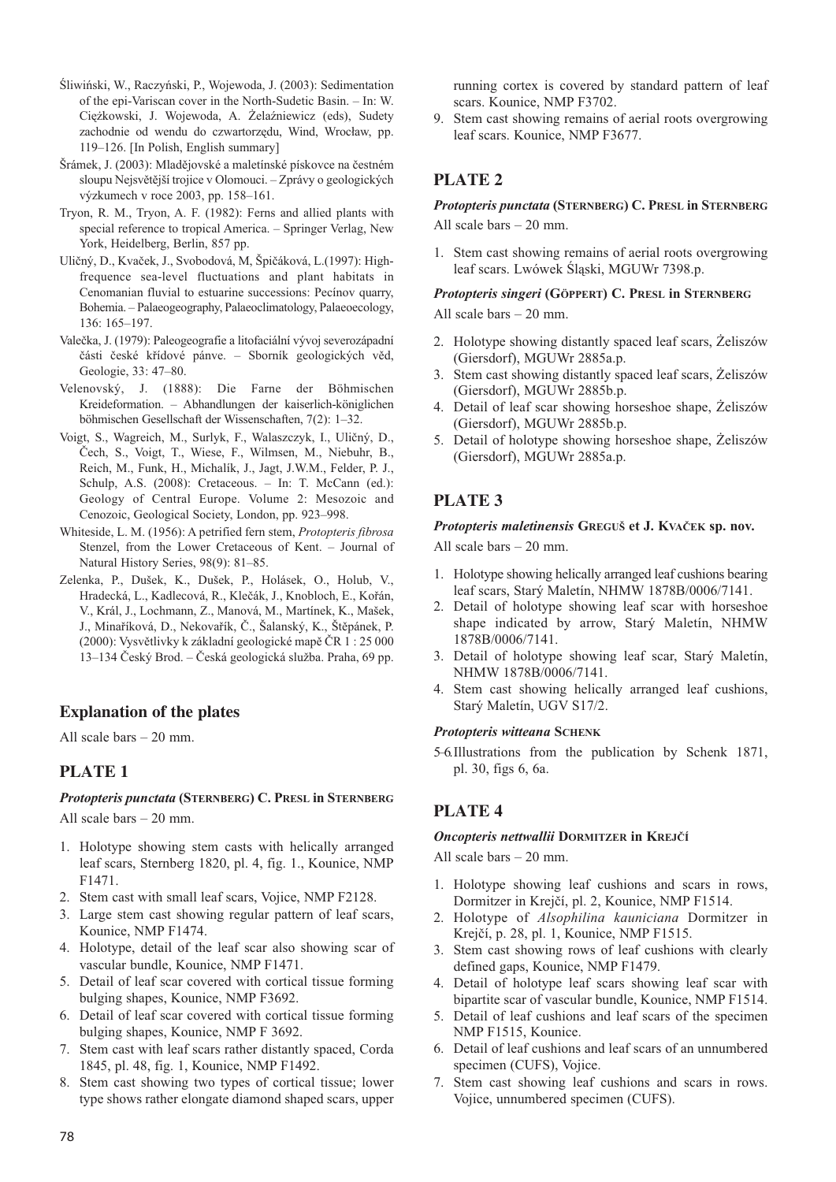Śliwiński, W., Raczyński, P., Wojewoda, J. (2003): Sedimentation of the epi-Variscan cover in the North-Sudetic Basin. – In: W. Ciężkowski, J. Wojewoda, A. Żelaźniewicz (eds), Sudety zachodnie od wendu do czwartorzędu, Wind, Wrocław, pp. 119–126. [In Polish, English summary]

Šrámek, J. (2003): Mladějovské a maletínské pískovce na čestném sloupu Nejsvětější trojice v Olomouci. – Zprávy o geologických výzkumech v roce 2003, pp. 158–161.

Tryon, R. M., Tryon, A. F. (1982): Ferns and allied plants with special reference to tropical America. – Springer Verlag, New York, Heidelberg, Berlin, 857 pp.

Uličný, D., Kvaček, J., Svobodová, M, Špičáková, L.(1997): High-frequence sea-level fluctuations and plant habitats in Cenomanian fluvial to estuarine successions: Pecínov quarry, Bohemia. – Palaeogeography, Palaeoclimatology, Palaeoecology, 136: 165–197.

Valečka, J. (1979): Paleogeografie a litofaciální vývoj severozápadní části české křídové pánve. – Sborník geologických věd, Geologie, 33: 47–80.

Velenovský, J. (1888): Die Farne der Böhmischen Kreideformation. – Abhandlungen der kaiserlich-königlichen böhmischen Gesellschaft der Wissenschaften, 7(2): 1–32.

Voigt, S., Wagreich, M., Surlyk, F., Walaszczyk, I., Uličný, D., Čech, S., Voigt, T., Wiese, F., Wilmsen, M., Niebuhr, B., Reich, M., Funk, H., Michalík, J., Jagt, J.W.M., Felder, P. J., Schulp, A.S. (2008): Cretaceous. – In: T. McCann (ed.): Geology of Central Europe. Volume 2: Mesozoic and Cenozoic, Geological Society, London, pp. 923–998.

Whiteside, L. M. (1956): A petrified fern stem, *Protopteris fibrosa* Stenzel, from the Lower Cretaceous of Kent. – Journal of Natural History Series, 98(9): 81–85.

Zelenka, P., Dušek, K., Dušek, P., Holásek, O., Holub, V., Hradecká, L., Kadlecová, R., Klečák, J., Knobloch, E., Kořán, V., Král, J., Lochmann, Z., Manová, M., Martínek, K., Mašek, J., Minaříková, D., Nekovařík, Č., Šalanský, K., Štěpánek, P. (2000): Vysvětlivky k základní geologické mapě ČR 1 : 25 000 13–134 Český Brod. – Česká geologická služba. Praha, 69 pp.

## Explanation of the plates

All scale bars – 20 mm.

## PLATE 1

### *Protopteris punctata* (Sternberg) C. Presl in Sternberg

All scale bars – 20 mm.

1. Holotype showing stem casts with helically arranged leaf scars, Sternberg 1820, pl. 4, fig. 1., Kounice, NMP F1471.
2. Stem cast with small leaf scars, Vojice, NMP F2128.
3. Large stem cast showing regular pattern of leaf scars, Kounice, NMP F1474.
4. Holotype, detail of the leaf scar also showing scar of vascular bundle, Kounice, NMP F1471.
5. Detail of leaf scar covered with cortical tissue forming bulging shapes, Kounice, NMP F3692.
6. Detail of leaf scar covered with cortical tissue forming bulging shapes, Kounice, NMP F 3692.
7. Stem cast with leaf scars rather distantly spaced, Corda 1845, pl. 48, fig. 1, Kounice, NMP F1492.
8. Stem cast showing two types of cortical tissue; lower type shows rather elongate diamond shaped scars, upper running cortex is covered by standard pattern of leaf scars. Kounice, NMP F3702.
9. Stem cast showing remains of aerial roots overgrowing leaf scars. Kounice, NMP F3677.

## PLATE 2

### *Protopteris punctata* (Sternberg) C. Presl in Sternberg

All scale bars – 20 mm.

1. Stem cast showing remains of aerial roots overgrowing leaf scars. Lwówek Śląski, MGUWr 7398.p.

### *Protopteris singeri* (Göppert) C. Presl in Sternberg

All scale bars – 20 mm.

2. Holotype showing distantly spaced leaf scars, Żeliszów (Giersdorf), MGUWr 2885a.p.
3. Stem cast showing distantly spaced leaf scars, Żeliszów (Giersdorf), MGUWr 2885b.p.
4. Detail of leaf scar showing horseshoe shape, Żeliszów (Giersdorf), MGUWr 2885b.p.
5. Detail of holotype showing horseshoe shape, Żeliszów (Giersdorf), MGUWr 2885a.p.

## PLATE 3

### *Protopteris maletinensis* Greguš et J. Kvaček sp. nov.

All scale bars – 20 mm.

1. Holotype showing helically arranged leaf cushions bearing leaf scars, Starý Maletín, NHMW 1878B/0006/7141.
2. Detail of holotype showing leaf scar with horseshoe shape indicated by arrow, Starý Maletín, NHMW 1878B/0006/7141.
3. Detail of holotype showing leaf scar, Starý Maletín, NHMW 1878B/0006/7141.
4. Stem cast showing helically arranged leaf cushions, Starý Maletín, UGV S17/2.

### *Protopteris witteana* Schenk

5–6. Illustrations from the publication by Schenk 1871, pl. 30, figs 6, 6a.

## PLATE 4

### *Oncopteris nettwallii* Dormitzer in Krejčí

All scale bars – 20 mm.

1. Holotype showing leaf cushions and scars in rows, Dormitzer in Krejčí, pl. 2, Kounice, NMP F1514.
2. Holotype of *Alsophilina kauniciana* Dormitzer in Krejčí, p. 28, pl. 1, Kounice, NMP F1515.
3. Stem cast showing rows of leaf cushions with clearly defined gaps, Kounice, NMP F1479.
4. Detail of holotype leaf scars showing leaf scar with bipartite scar of vascular bundle, Kounice, NMP F1514.
5. Detail of leaf cushions and leaf scars of the specimen NMP F1515, Kounice.
6. Detail of leaf cushions and leaf scars of an unnumbered specimen (CUFS), Vojice.
7. Stem cast showing leaf cushions and scars in rows. Vojice, unnumbered specimen (CUFS).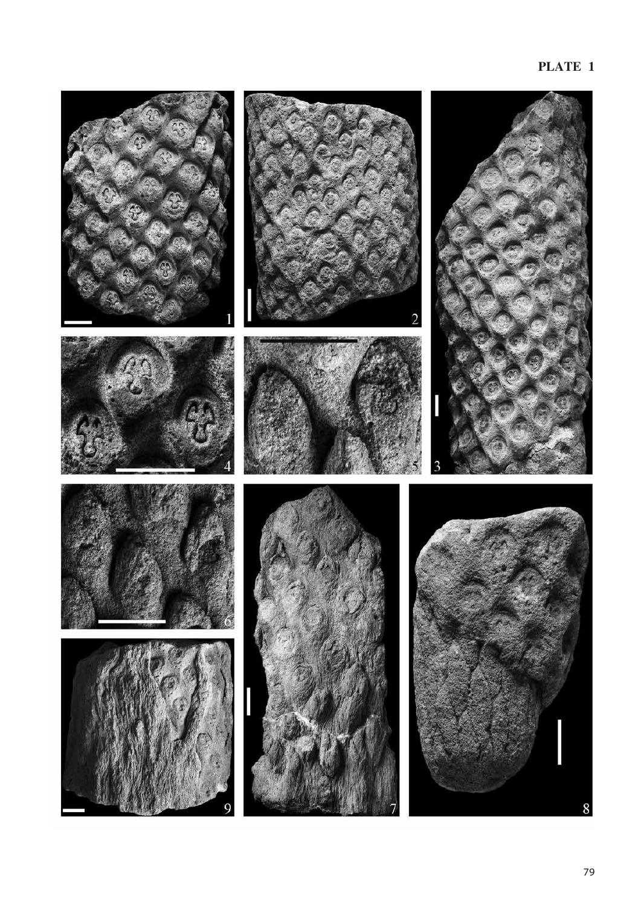PLATE 1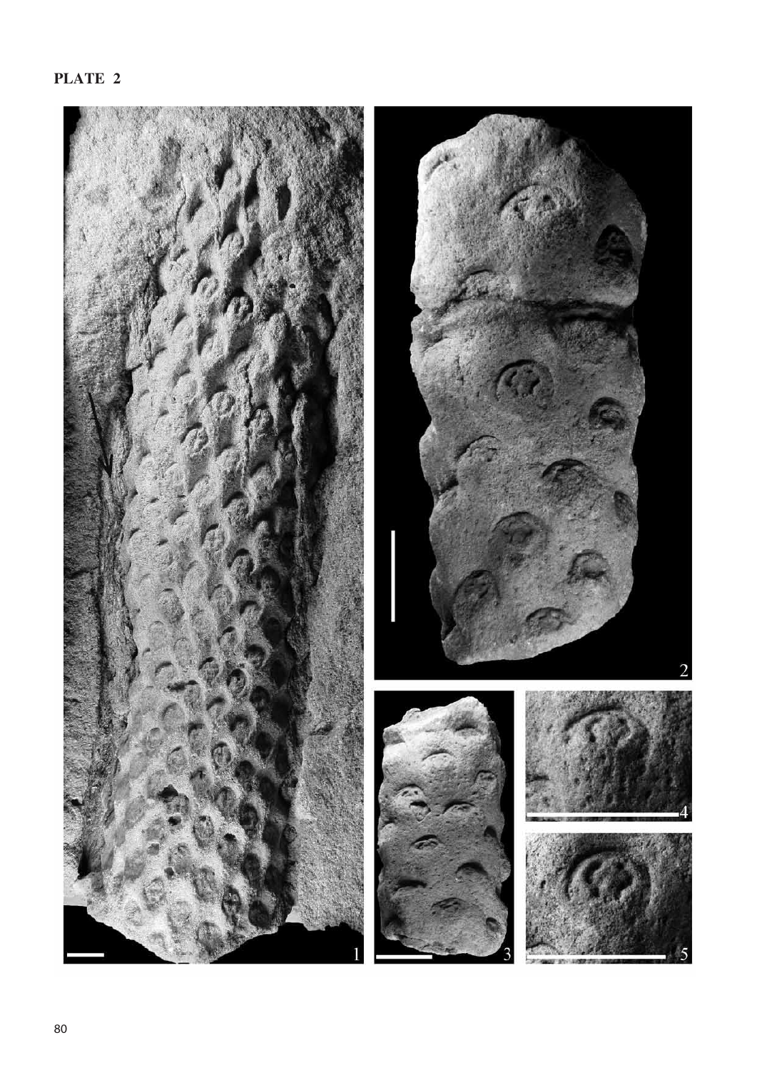**PLATE 2**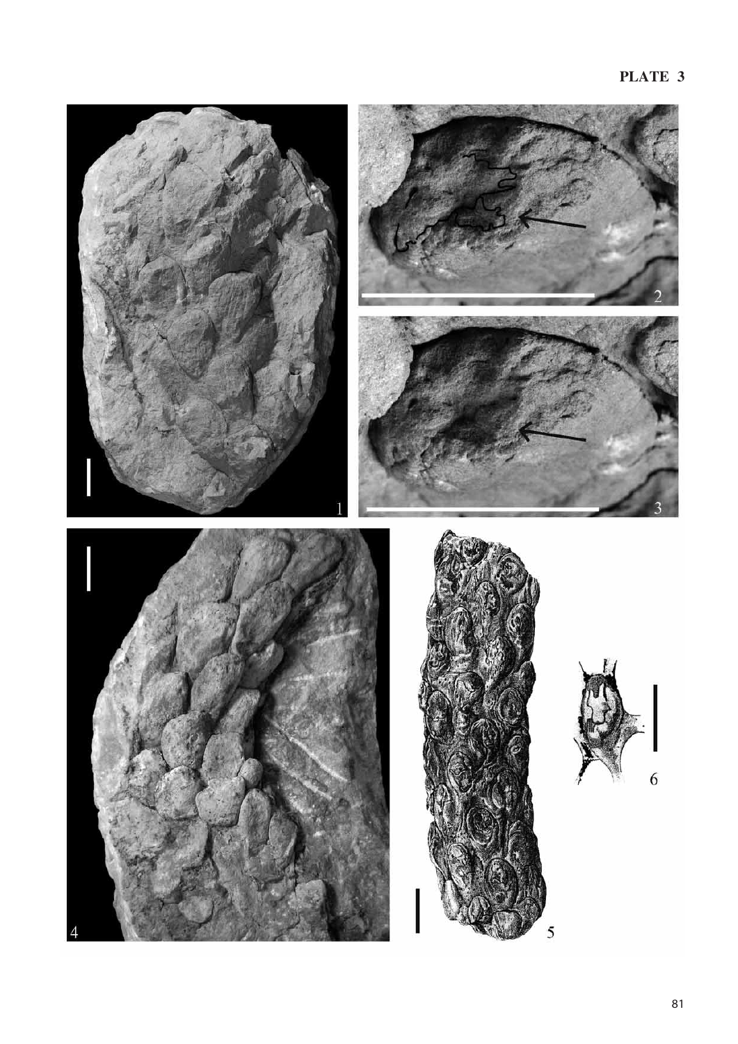**PLATE 3**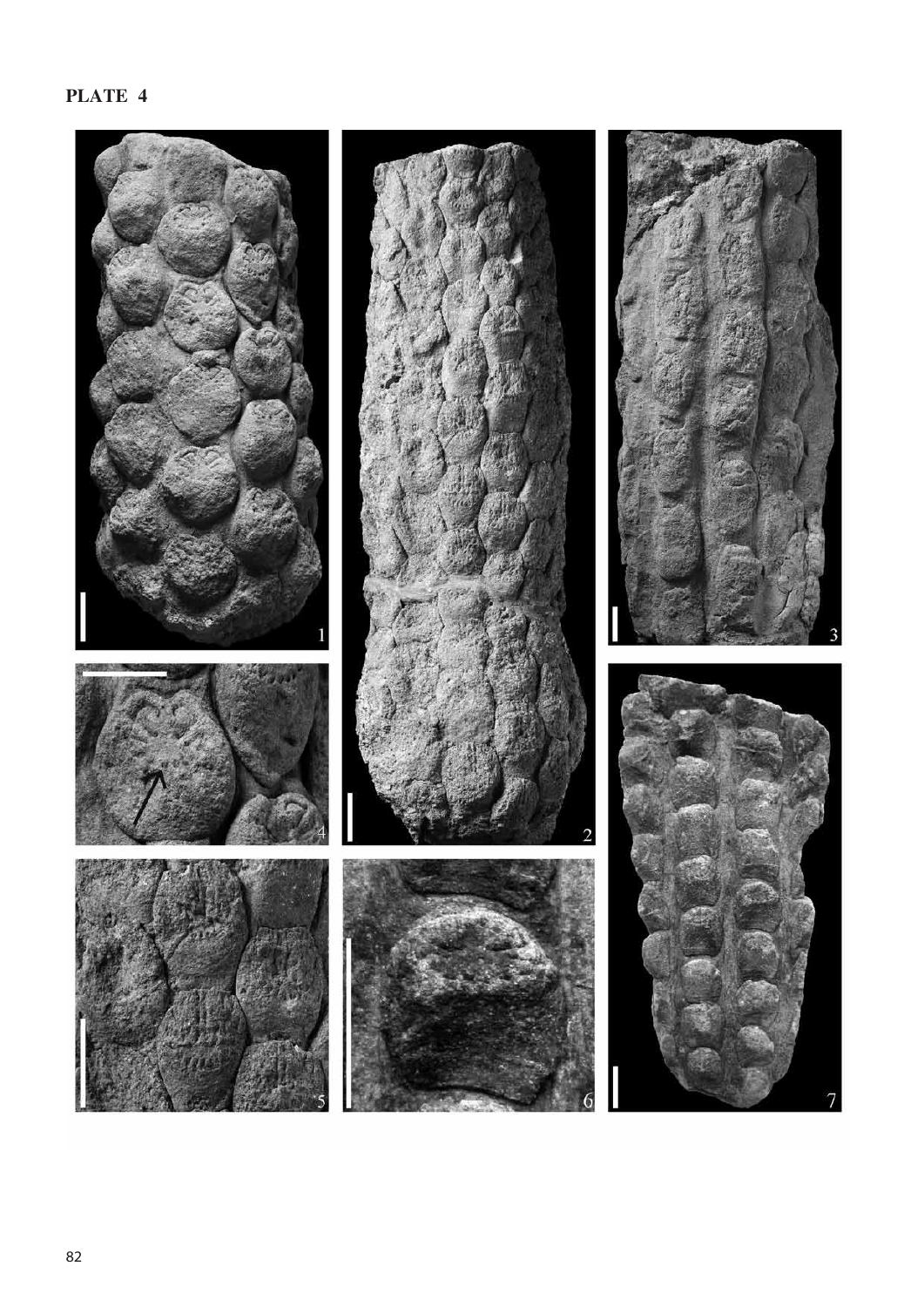**PLATE 4**